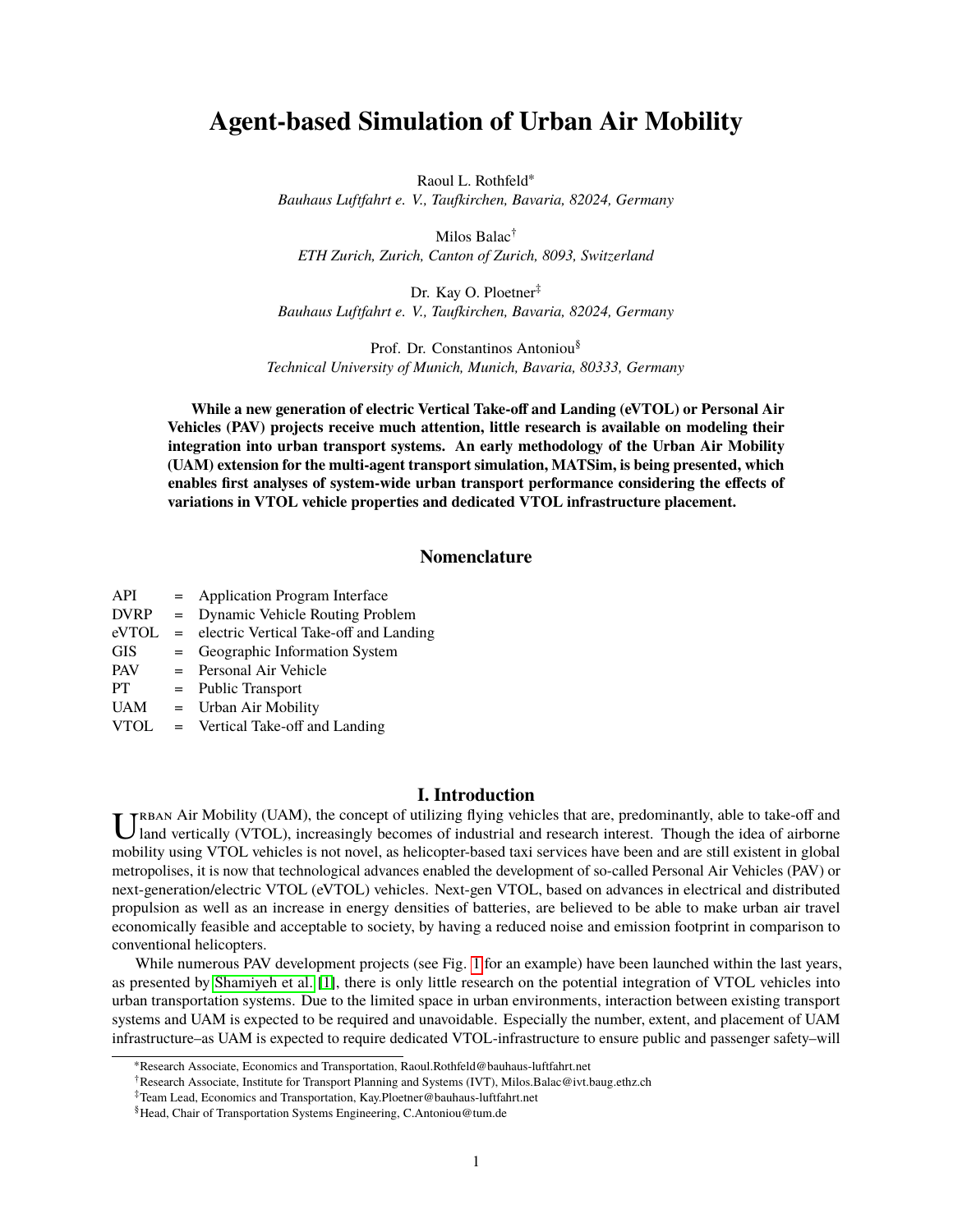# Agent-based Simulation of Urban Air Mobility

Raoul L. Rothfeld*
*Bauhaus Luftfahrt e. V., Taufkirchen, Bavaria, 82024, Germany*

Milos Balac†
*ETH Zurich, Zurich, Canton of Zurich, 8093, Switzerland*

Dr. Kay O. Ploetner‡
*Bauhaus Luftfahrt e. V., Taufkirchen, Bavaria, 82024, Germany*

Prof. Dr. Constantinos Antoniou§
*Technical University of Munich, Munich, Bavaria, 80333, Germany*

**While a new generation of electric Vertical Take-off and Landing (eVTOL) or Personal Air Vehicles (PAV) projects receive much attention, little research is available on modeling their integration into urban transport systems. An early methodology of the Urban Air Mobility (UAM) extension for the multi-agent transport simulation, MATSim, is being presented, which enables first analyses of system-wide urban transport performance considering the effects of variations in VTOL vehicle properties and dedicated VTOL infrastructure placement.**

## Nomenclature

| | | |
|---|---|---|
| API | = | Application Program Interface |
| DVRP | = | Dynamic Vehicle Routing Problem |
| eVTOL | = | electric Vertical Take-off and Landing |
| GIS | = | Geographic Information System |
| PAV | = | Personal Air Vehicle |
| PT | = | Public Transport |
| UAM | = | Urban Air Mobility |
| VTOL | = | Vertical Take-off and Landing |

## I. Introduction

Urban Air Mobility (UAM), the concept of utilizing flying vehicles that are, predominantly, able to take-off and land vertically (VTOL), increasingly becomes of industrial and research interest. Though the idea of airborne mobility using VTOL vehicles is not novel, as helicopter-based taxi services have been and are still existent in global metropolises, it is now that technological advances enabled the development of so-called Personal Air Vehicles (PAV) or next-generation/electric VTOL (eVTOL) vehicles. Next-gen VTOL, based on advances in electrical and distributed propulsion as well as an increase in energy densities of batteries, are believed to be able to make urban air travel economically feasible and acceptable to society, by having a reduced noise and emission footprint in comparison to conventional helicopters.

While numerous PAV development projects (see Fig. 1 for an example) have been launched within the last years, as presented by Shamiyeh et al. [1], there is only little research on the potential integration of VTOL vehicles into urban transportation systems. Due to the limited space in urban environments, interaction between existing transport systems and UAM is expected to be required and unavoidable. Especially the number, extent, and placement of UAM infrastructure–as UAM is expected to require dedicated VTOL-infrastructure to ensure public and passenger safety–will

*Research Associate, Economics and Transportation, Raoul.Rothfeld@bauhaus-luftfahrt.net

†Research Associate, Institute for Transport Planning and Systems (IVT), Milos.Balac@ivt.baug.ethz.ch

‡Team Lead, Economics and Transportation, Kay.Ploetner@bauhaus-luftfahrt.net

§Head, Chair of Transportation Systems Engineering, C.Antoniou@tum.de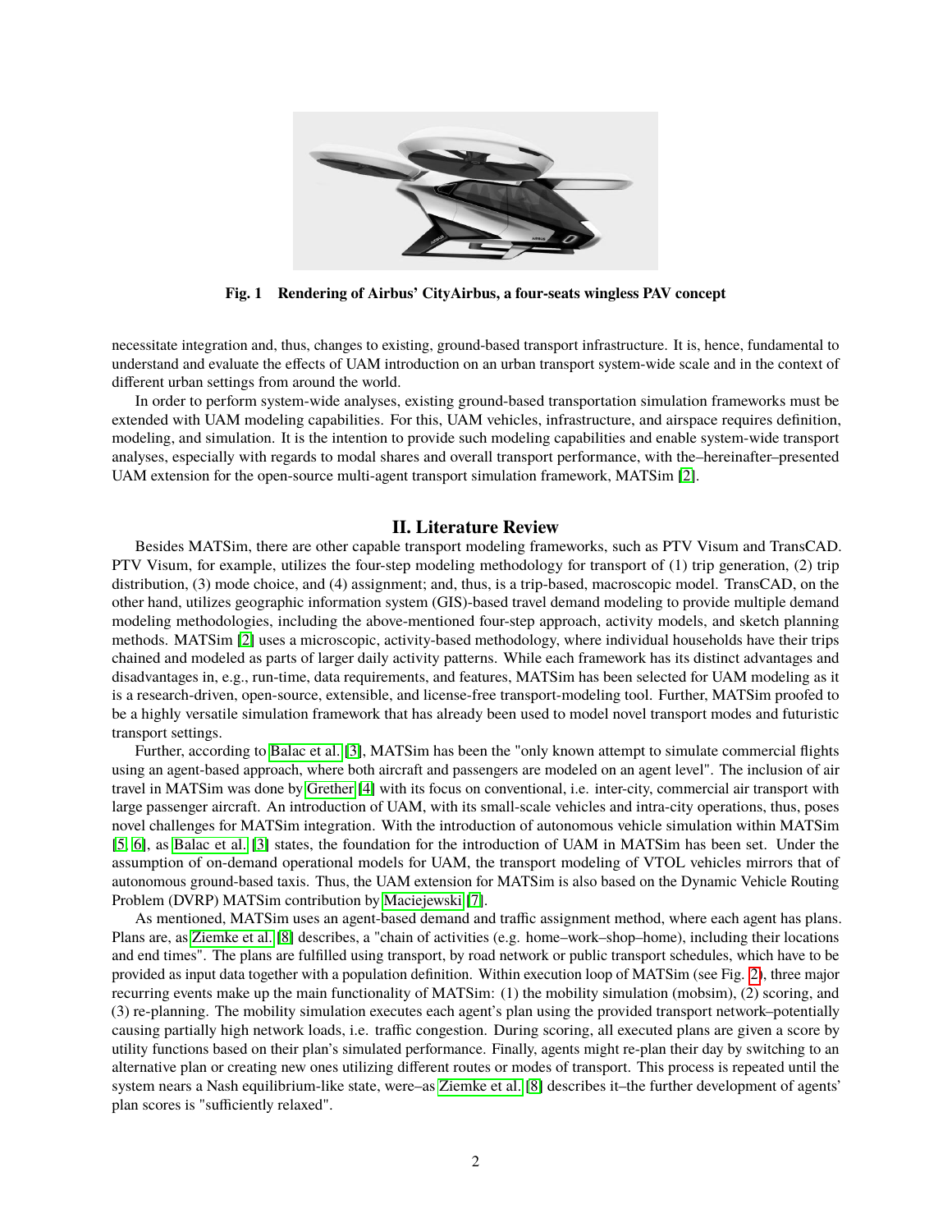Fig. 1 Rendering of Airbus' CityAirbus, a four-seats wingless PAV concept

necessitate integration and, thus, changes to existing, ground-based transport infrastructure. It is, hence, fundamental to understand and evaluate the effects of UAM introduction on an urban transport system-wide scale and in the context of different urban settings from around the world.

In order to perform system-wide analyses, existing ground-based transportation simulation frameworks must be extended with UAM modeling capabilities. For this, UAM vehicles, infrastructure, and airspace requires definition, modeling, and simulation. It is the intention to provide such modeling capabilities and enable system-wide transport analyses, especially with regards to modal shares and overall transport performance, with the–hereinafter–presented UAM extension for the open-source multi-agent transport simulation framework, MATSim [2].

## II. Literature Review

Besides MATSim, there are other capable transport modeling frameworks, such as PTV Visum and TransCAD. PTV Visum, for example, utilizes the four-step modeling methodology for transport of (1) trip generation, (2) trip distribution, (3) mode choice, and (4) assignment; and, thus, is a trip-based, macroscopic model. TransCAD, on the other hand, utilizes geographic information system (GIS)-based travel demand modeling to provide multiple demand modeling methodologies, including the above-mentioned four-step approach, activity models, and sketch planning methods. MATSim [2] uses a microscopic, activity-based methodology, where individual households have their trips chained and modeled as parts of larger daily activity patterns. While each framework has its distinct advantages and disadvantages in, e.g., run-time, data requirements, and features, MATSim has been selected for UAM modeling as it is a research-driven, open-source, extensible, and license-free transport-modeling tool. Further, MATSim proofed to be a highly versatile simulation framework that has already been used to model novel transport modes and futuristic transport settings.

Further, according to Balac et al. [3], MATSim has been the "only known attempt to simulate commercial flights using an agent-based approach, where both aircraft and passengers are modeled on an agent level". The inclusion of air travel in MATSim was done by Grether [4] with its focus on conventional, i.e. inter-city, commercial air transport with large passenger aircraft. An introduction of UAM, with its small-scale vehicles and intra-city operations, thus, poses novel challenges for MATSim integration. With the introduction of autonomous vehicle simulation within MATSim [5, 6], as Balac et al. [3] states, the foundation for the introduction of UAM in MATSim has been set. Under the assumption of on-demand operational models for UAM, the transport modeling of VTOL vehicles mirrors that of autonomous ground-based taxis. Thus, the UAM extension for MATSim is also based on the Dynamic Vehicle Routing Problem (DVRP) MATSim contribution by Maciejewski [7].

As mentioned, MATSim uses an agent-based demand and traffic assignment method, where each agent has plans. Plans are, as Ziemke et al. [8] describes, a "chain of activities (e.g. home–work–shop–home), including their locations and end times". The plans are fulfilled using transport, by road network or public transport schedules, which have to be provided as input data together with a population definition. Within execution loop of MATSim (see Fig. 2), three major recurring events make up the main functionality of MATSim: (1) the mobility simulation (mobsim), (2) scoring, and (3) re-planning. The mobility simulation executes each agent's plan using the provided transport network–potentially causing partially high network loads, i.e. traffic congestion. During scoring, all executed plans are given a score by utility functions based on their plan's simulated performance. Finally, agents might re-plan their day by switching to an alternative plan or creating new ones utilizing different routes or modes of transport. This process is repeated until the system nears a Nash equilibrium-like state, were–as Ziemke et al. [8] describes it–the further development of agents' plan scores is "sufficiently relaxed".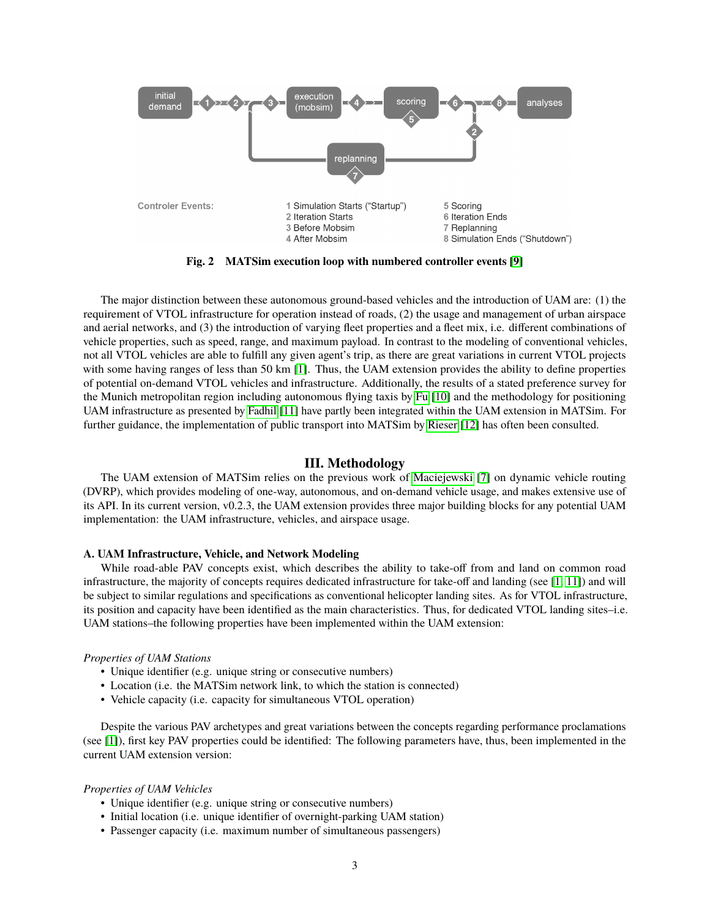Fig. 2 MATSim execution loop with numbered controller events [9]

The major distinction between these autonomous ground-based vehicles and the introduction of UAM are: (1) the requirement of VTOL infrastructure for operation instead of roads, (2) the usage and management of urban airspace and aerial networks, and (3) the introduction of varying fleet properties and a fleet mix, i.e. different combinations of vehicle properties, such as speed, range, and maximum payload. In contrast to the modeling of conventional vehicles, not all VTOL vehicles are able to fulfill any given agent's trip, as there are great variations in current VTOL projects with some having ranges of less than 50 km [1]. Thus, the UAM extension provides the ability to define properties of potential on-demand VTOL vehicles and infrastructure. Additionally, the results of a stated preference survey for the Munich metropolitan region including autonomous flying taxis by Fu [10] and the methodology for positioning UAM infrastructure as presented by Fadhil [11] have partly been integrated within the UAM extension in MATSim. For further guidance, the implementation of public transport into MATSim by Rieser [12] has often been consulted.

## III. Methodology

The UAM extension of MATSim relies on the previous work of Maciejewski [7] on dynamic vehicle routing (DVRP), which provides modeling of one-way, autonomous, and on-demand vehicle usage, and makes extensive use of its API. In its current version, v0.2.3, the UAM extension provides three major building blocks for any potential UAM implementation: the UAM infrastructure, vehicles, and airspace usage.

### A. UAM Infrastructure, Vehicle, and Network Modeling

While road-able PAV concepts exist, which describes the ability to take-off from and land on common road infrastructure, the majority of concepts requires dedicated infrastructure for take-off and landing (see [1, 11]) and will be subject to similar regulations and specifications as conventional helicopter landing sites. As for VTOL infrastructure, its position and capacity have been identified as the main characteristics. Thus, for dedicated VTOL landing sites–i.e. UAM stations–the following properties have been implemented within the UAM extension:

*Properties of UAM Stations*

- Unique identifier (e.g. unique string or consecutive numbers)
- Location (i.e. the MATSim network link, to which the station is connected)
- Vehicle capacity (i.e. capacity for simultaneous VTOL operation)

Despite the various PAV archetypes and great variations between the concepts regarding performance proclamations (see [1]), first key PAV properties could be identified: The following parameters have, thus, been implemented in the current UAM extension version:

*Properties of UAM Vehicles*

- Unique identifier (e.g. unique string or consecutive numbers)
- Initial location (i.e. unique identifier of overnight-parking UAM station)
- Passenger capacity (i.e. maximum number of simultaneous passengers)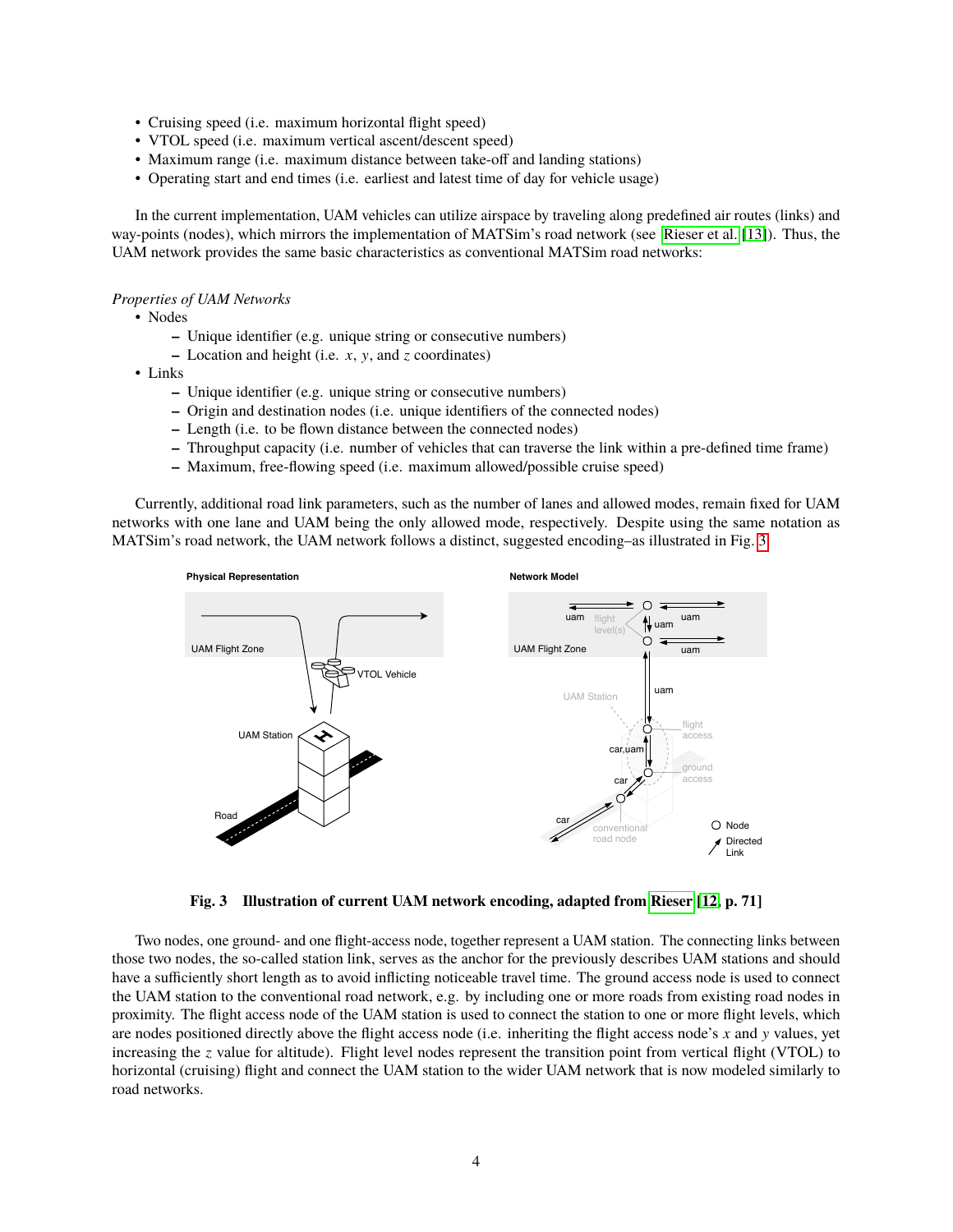- Cruising speed (i.e. maximum horizontal flight speed)
- VTOL speed (i.e. maximum vertical ascent/descent speed)
- Maximum range (i.e. maximum distance between take-off and landing stations)
- Operating start and end times (i.e. earliest and latest time of day for vehicle usage)

In the current implementation, UAM vehicles can utilize airspace by traveling along predefined air routes (links) and way-points (nodes), which mirrors the implementation of MATSim's road network (see Rieser et al. [13]). Thus, the UAM network provides the same basic characteristics as conventional MATSim road networks:

*Properties of UAM Networks*

- Nodes
  - Unique identifier (e.g. unique string or consecutive numbers)
  - Location and height (i.e. $x$, $y$, and $z$ coordinates)
- Links
  - Unique identifier (e.g. unique string or consecutive numbers)
  - Origin and destination nodes (i.e. unique identifiers of the connected nodes)
  - Length (i.e. to be flown distance between the connected nodes)
  - Throughput capacity (i.e. number of vehicles that can traverse the link within a pre-defined time frame)
  - Maximum, free-flowing speed (i.e. maximum allowed/possible cruise speed)

Currently, additional road link parameters, such as the number of lanes and allowed modes, remain fixed for UAM networks with one lane and UAM being the only allowed mode, respectively. Despite using the same notation as MATSim's road network, the UAM network follows a distinct, suggested encoding–as illustrated in Fig. 3

**Fig. 3 Illustration of current UAM network encoding, adapted from Rieser [12, p. 71]**

Two nodes, one ground- and one flight-access node, together represent a UAM station. The connecting links between those two nodes, the so-called station link, serves as the anchor for the previously describes UAM stations and should have a sufficiently short length as to avoid inflicting noticeable travel time. The ground access node is used to connect the UAM station to the conventional road network, e.g. by including one or more roads from existing road nodes in proximity. The flight access node of the UAM station is used to connect the station to one or more flight levels, which are nodes positioned directly above the flight access node (i.e. inheriting the flight access node's $x$ and $y$ values, yet increasing the $z$ value for altitude). Flight level nodes represent the transition point from vertical flight (VTOL) to horizontal (cruising) flight and connect the UAM station to the wider UAM network that is now modeled similarly to road networks.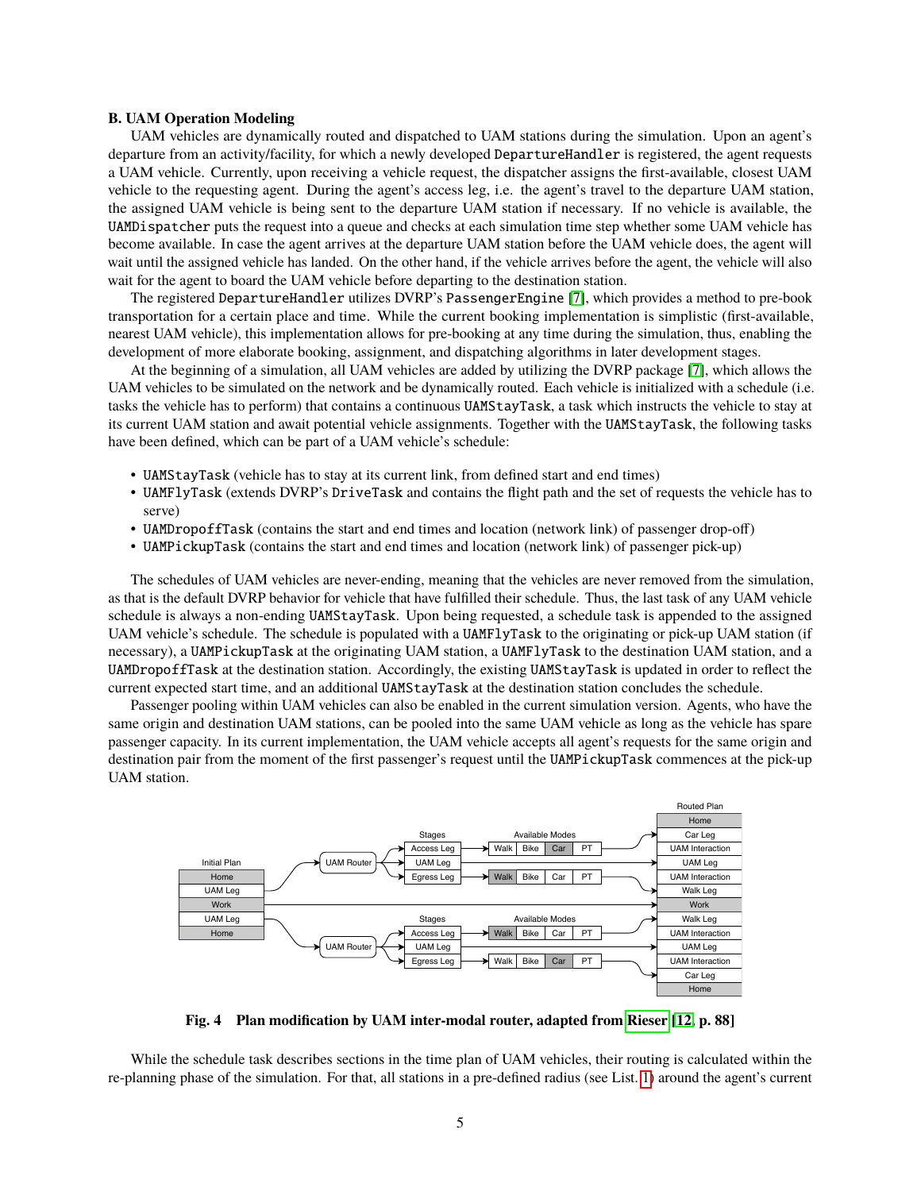### B. UAM Operation Modeling

UAM vehicles are dynamically routed and dispatched to UAM stations during the simulation. Upon an agent's departure from an activity/facility, for which a newly developed `DepartureHandler` is registered, the agent requests a UAM vehicle. Currently, upon receiving a vehicle request, the dispatcher assigns the first-available, closest UAM vehicle to the requesting agent. During the agent's access leg, i.e. the agent's travel to the departure UAM station, the assigned UAM vehicle is being sent to the departure UAM station if necessary. If no vehicle is available, the `UAMDispatcher` puts the request into a queue and checks at each simulation time step whether some UAM vehicle has become available. In case the agent arrives at the departure UAM station before the UAM vehicle does, the agent will wait until the assigned vehicle has landed. On the other hand, if the vehicle arrives before the agent, the vehicle will also wait for the agent to board the UAM vehicle before departing to the destination station.

The registered `DepartureHandler` utilizes DVRP's `PassengerEngine` [7], which provides a method to pre-book transportation for a certain place and time. While the current booking implementation is simplistic (first-available, nearest UAM vehicle), this implementation allows for pre-booking at any time during the simulation, thus, enabling the development of more elaborate booking, assignment, and dispatching algorithms in later development stages.

At the beginning of a simulation, all UAM vehicles are added by utilizing the DVRP package [7], which allows the UAM vehicles to be simulated on the network and be dynamically routed. Each vehicle is initialized with a schedule (i.e. tasks the vehicle has to perform) that contains a continuous `UAMStayTask`, a task which instructs the vehicle to stay at its current UAM station and await potential vehicle assignments. Together with the `UAMStayTask`, the following tasks have been defined, which can be part of a UAM vehicle's schedule:

- `UAMStayTask` (vehicle has to stay at its current link, from defined start and end times)
- `UAMFlyTask` (extends DVRP's `DriveTask` and contains the flight path and the set of requests the vehicle has to serve)
- `UAMDropoffTask` (contains the start and end times and location (network link) of passenger drop-off)
- `UAMPickupTask` (contains the start and end times and location (network link) of passenger pick-up)

The schedules of UAM vehicles are never-ending, meaning that the vehicles are never removed from the simulation, as that is the default DVRP behavior for vehicle that have fulfilled their schedule. Thus, the last task of any UAM vehicle schedule is always a non-ending `UAMStayTask`. Upon being requested, a schedule task is appended to the assigned UAM vehicle's schedule. The schedule is populated with a `UAMFlyTask` to the originating or pick-up UAM station (if necessary), a `UAMPickupTask` at the originating UAM station, a `UAMFlyTask` to the destination UAM station, and a `UAMDropoffTask` at the destination station. Accordingly, the existing `UAMStayTask` is updated in order to reflect the current expected start time, and an additional `UAMStayTask` at the destination station concludes the schedule.

Passenger pooling within UAM vehicles can also be enabled in the current simulation version. Agents, who have the same origin and destination UAM stations, can be pooled into the same UAM vehicle as long as the vehicle has spare passenger capacity. In its current implementation, the UAM vehicle accepts all agent's requests for the same origin and destination pair from the moment of the first passenger's request until the `UAMPickupTask` commences at the pick-up UAM station.

**Fig. 4 Plan modification by UAM inter-modal router, adapted from Rieser [12, p. 88]**

While the schedule task describes sections in the time plan of UAM vehicles, their routing is calculated within the re-planning phase of the simulation. For that, all stations in a pre-defined radius (see List. 1) around the agent's current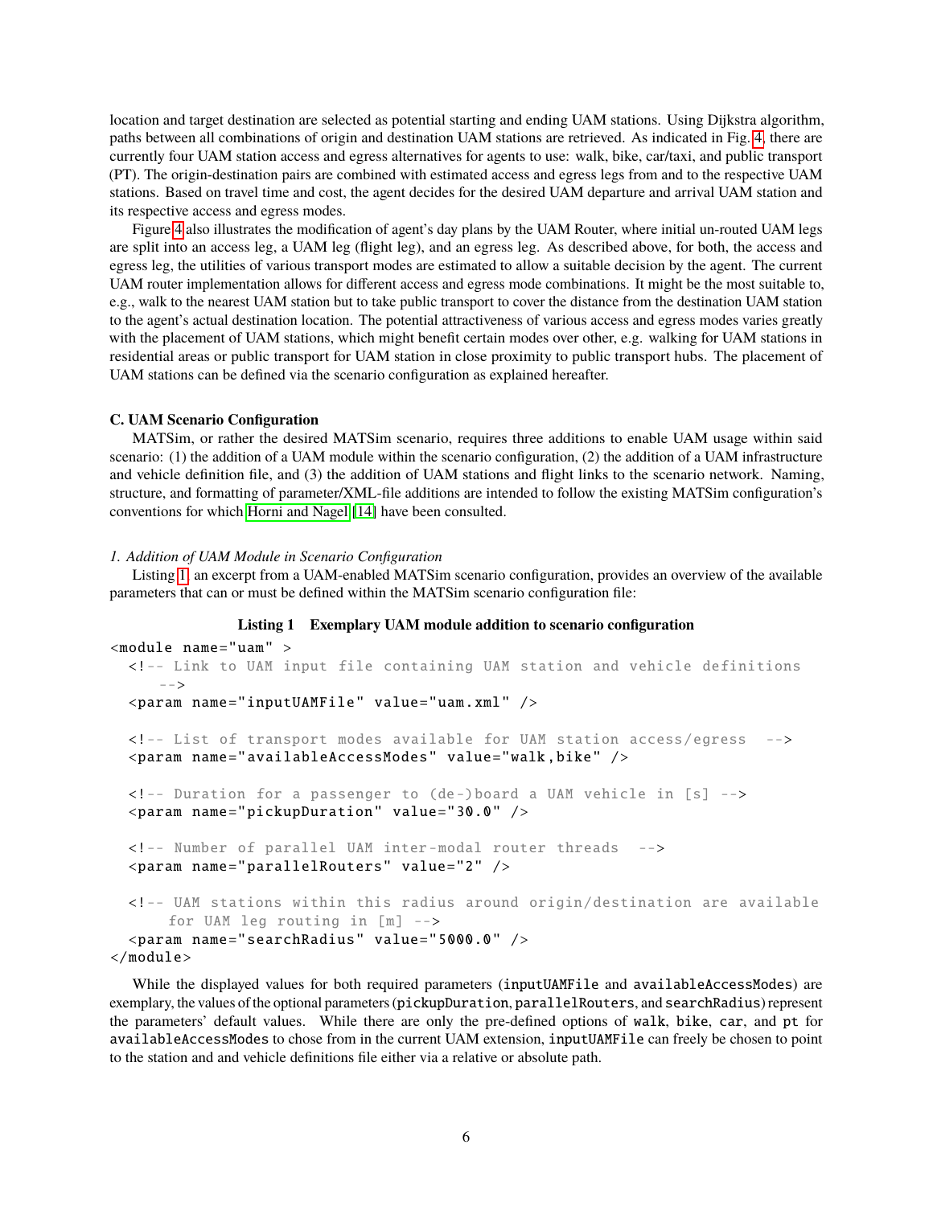location and target destination are selected as potential starting and ending UAM stations. Using Dijkstra algorithm, paths between all combinations of origin and destination UAM stations are retrieved. As indicated in Fig. 4, there are currently four UAM station access and egress alternatives for agents to use: walk, bike, car/taxi, and public transport (PT). The origin-destination pairs are combined with estimated access and egress legs from and to the respective UAM stations. Based on travel time and cost, the agent decides for the desired UAM departure and arrival UAM station and its respective access and egress modes.

Figure 4 also illustrates the modification of agent's day plans by the UAM Router, where initial un-routed UAM legs are split into an access leg, a UAM leg (flight leg), and an egress leg. As described above, for both, the access and egress leg, the utilities of various transport modes are estimated to allow a suitable decision by the agent. The current UAM router implementation allows for different access and egress mode combinations. It might be the most suitable to, e.g., walk to the nearest UAM station but to take public transport to cover the distance from the destination UAM station to the agent's actual destination location. The potential attractiveness of various access and egress modes varies greatly with the placement of UAM stations, which might benefit certain modes over other, e.g. walking for UAM stations in residential areas or public transport for UAM station in close proximity to public transport hubs. The placement of UAM stations can be defined via the scenario configuration as explained hereafter.

### C. UAM Scenario Configuration

MATSim, or rather the desired MATSim scenario, requires three additions to enable UAM usage within said scenario: (1) the addition of a UAM module within the scenario configuration, (2) the addition of a UAM infrastructure and vehicle definition file, and (3) the addition of UAM stations and flight links to the scenario network. Naming, structure, and formatting of parameter/XML-file additions are intended to follow the existing MATSim configuration's conventions for which Horni and Nagel [14] have been consulted.

#### *1. Addition of UAM Module in Scenario Configuration*

Listing 1, an excerpt from a UAM-enabled MATSim scenario configuration, provides an overview of the available parameters that can or must be defined within the MATSim scenario configuration file:

**Listing 1 Exemplary UAM module addition to scenario configuration**

```
<module name="uam" >
  <!-- Link to UAM input file containing UAM station and vehicle definitions
     -->
  <param name="inputUAMFile" value="uam.xml" />

  <!-- List of transport modes available for UAM station access/egress  -->
  <param name="availableAccessModes" value="walk,bike" />

  <!-- Duration for a passenger to (de-)board a UAM vehicle in [s] -->
  <param name="pickupDuration" value="30.0" />

  <!-- Number of parallel UAM inter-modal router threads  -->
  <param name="parallelRouters" value="2" />

  <!-- UAM stations within this radius around origin/destination are available
       for UAM leg routing in [m] -->
  <param name="searchRadius" value="5000.0" />
</module>
```

While the displayed values for both required parameters (`inputUAMFile` and `availableAccessModes`) are exemplary, the values of the optional parameters (`pickupDuration`, `parallelRouters`, and `searchRadius`) represent the parameters' default values. While there are only the pre-defined options of `walk`, `bike`, `car`, and `pt` for `availableAccessModes` to chose from in the current UAM extension, `inputUAMFile` can freely be chosen to point to the station and and vehicle definitions file either via a relative or absolute path.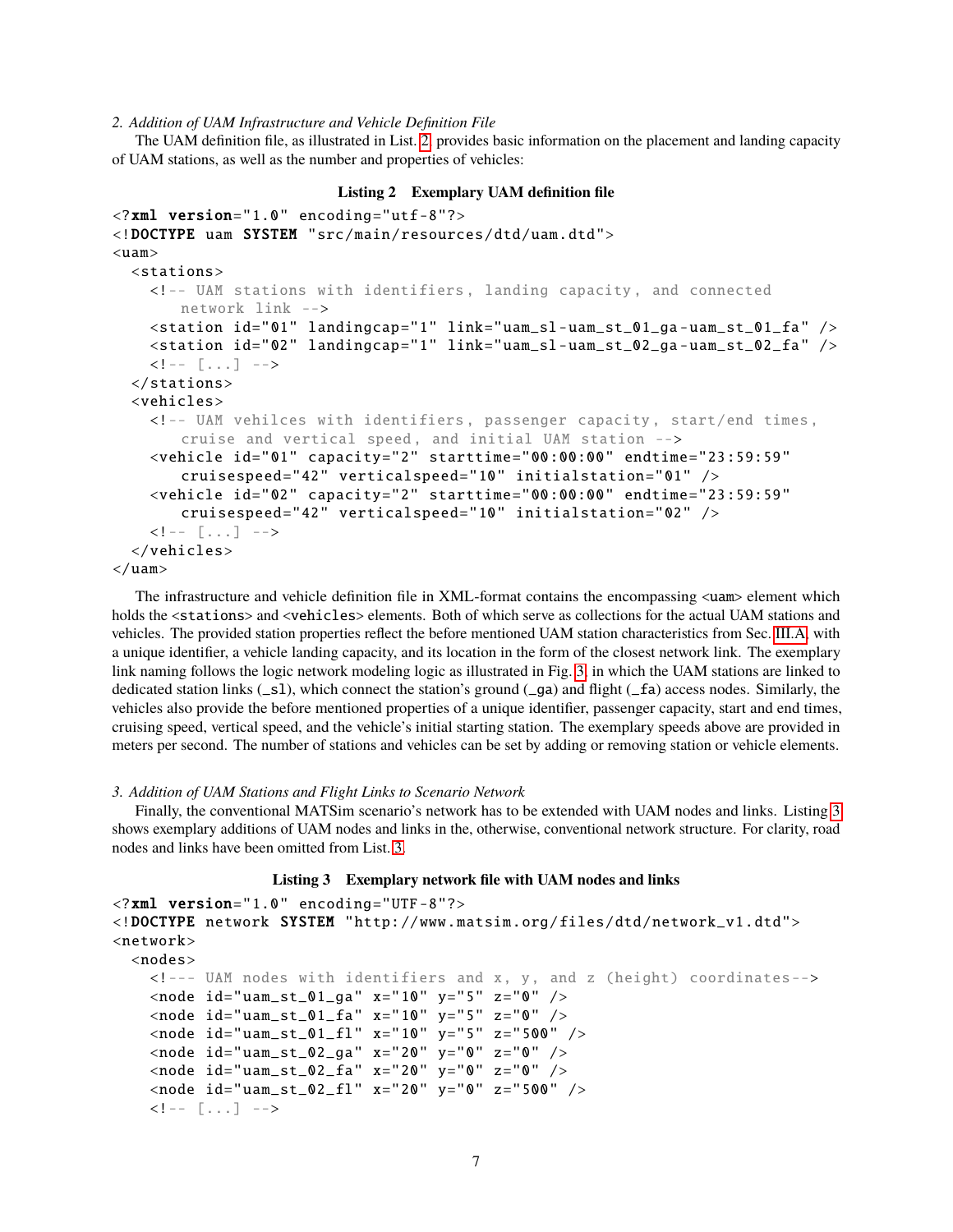*2. Addition of UAM Infrastructure and Vehicle Definition File*

The UAM definition file, as illustrated in List. 2, provides basic information on the placement and landing capacity of UAM stations, as well as the number and properties of vehicles:

**Listing 2 Exemplary UAM definition file**

```
<?xml version="1.0" encoding="utf-8"?>
<!DOCTYPE uam SYSTEM "src/main/resources/dtd/uam.dtd">
<uam>
  <stations>
    <!-- UAM stations with identifiers, landing capacity, and connected
        network link -->
    <station id="01" landingcap="1" link="uam_sl-uam_st_01_ga-uam_st_01_fa" />
    <station id="02" landingcap="1" link="uam_sl-uam_st_02_ga-uam_st_02_fa" />
    <!-- [...] -->
  </stations>
  <vehicles>
    <!-- UAM vehilces with identifiers, passenger capacity, start/end times,
        cruise and vertical speed, and initial UAM station -->
    <vehicle id="01" capacity="2" starttime="00:00:00" endtime="23:59:59"
        cruisespeed="42" verticalspeed="10" initialstation="01" />
    <vehicle id="02" capacity="2" starttime="00:00:00" endtime="23:59:59"
        cruisespeed="42" verticalspeed="10" initialstation="02" />
    <!-- [...] -->
  </vehicles>
</uam>
```

The infrastructure and vehicle definition file in XML-format contains the encompassing `<uam>` element which holds the `<stations>` and `<vehicles>` elements. Both of which serve as collections for the actual UAM stations and vehicles. The provided station properties reflect the before mentioned UAM station characteristics from Sec. III.A, with a unique identifier, a vehicle landing capacity, and its location in the form of the closest network link. The exemplary link naming follows the logic network modeling logic as illustrated in Fig. 3, in which the UAM stations are linked to dedicated station links (`_sl`), which connect the station's ground (`_ga`) and flight (`_fa`) access nodes. Similarly, the vehicles also provide the before mentioned properties of a unique identifier, passenger capacity, start and end times, cruising speed, vertical speed, and the vehicle's initial starting station. The exemplary speeds above are provided in meters per second. The number of stations and vehicles can be set by adding or removing station or vehicle elements.

*3. Addition of UAM Stations and Flight Links to Scenario Network*

Finally, the conventional MATSim scenario's network has to be extended with UAM nodes and links. Listing 3 shows exemplary additions of UAM nodes and links in the, otherwise, conventional network structure. For clarity, road nodes and links have been omitted from List. 3.

**Listing 3 Exemplary network file with UAM nodes and links**

```
<?xml version="1.0" encoding="UTF-8"?>
<!DOCTYPE network SYSTEM "http://www.matsim.org/files/dtd/network_v1.dtd">
<network>
  <nodes>
    <!--- UAM nodes with identifiers and x, y, and z (height) coordinates-->
    <node id="uam_st_01_ga" x="10" y="5" z="0" />
    <node id="uam_st_01_fa" x="10" y="5" z="0" />
    <node id="uam_st_01_fl" x="10" y="5" z="500" />
    <node id="uam_st_02_ga" x="20" y="0" z="0" />
    <node id="uam_st_02_fa" x="20" y="0" z="0" />
    <node id="uam_st_02_fl" x="20" y="0" z="500" />
    <!-- [...] -->
```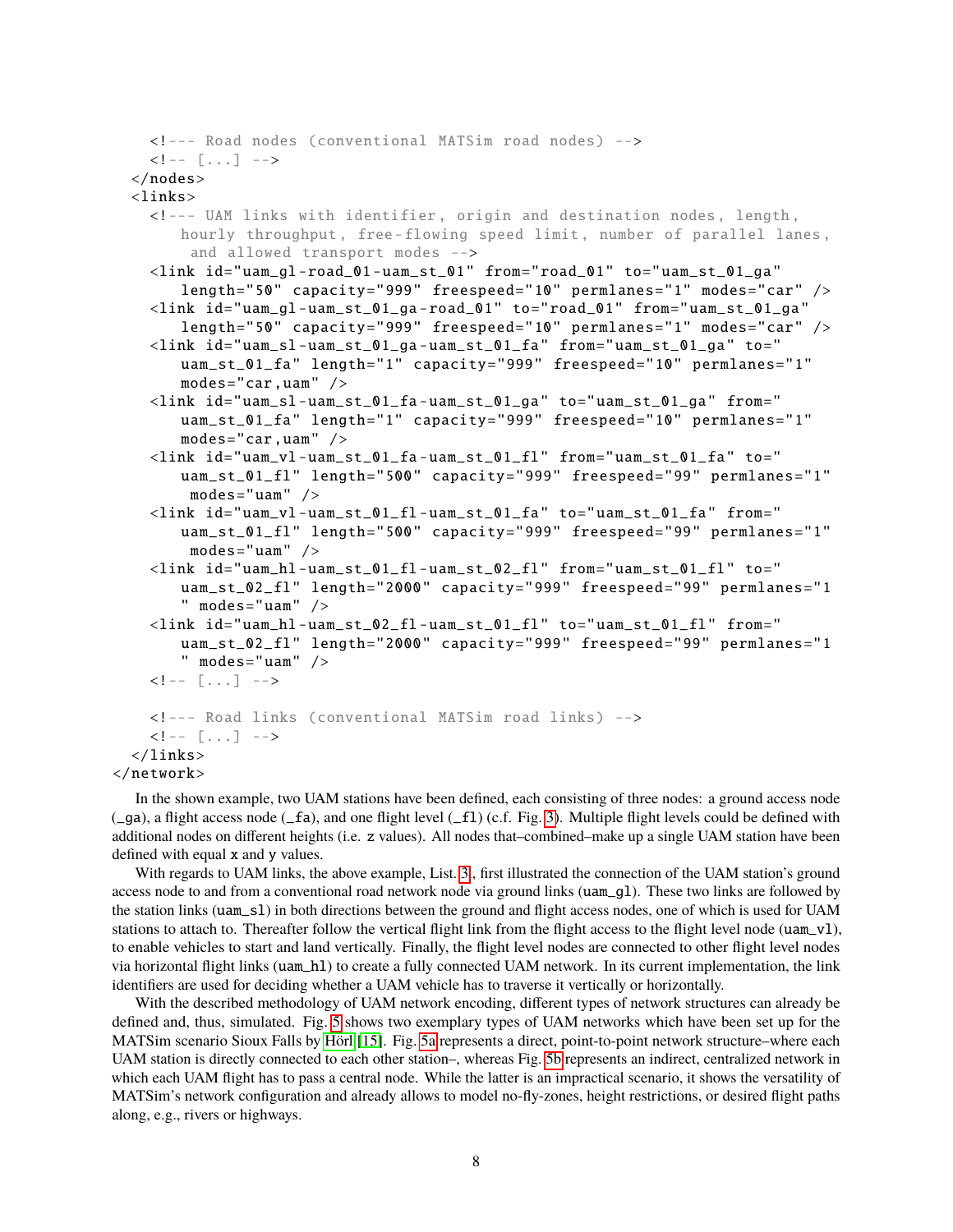```
    <!--- Road nodes (conventional MATSim road nodes) -->
    <!-- [...] -->
  </nodes>
  <links>
    <!--- UAM links with identifier, origin and destination nodes, length,
        hourly throughput, free-flowing speed limit, number of parallel lanes,
         and allowed transport modes -->
    <link id="uam_gl-road_01-uam_st_01" from="road_01" to="uam_st_01_ga"
        length="50" capacity="999" freespeed="10" permlanes="1" modes="car" />
    <link id="uam_gl-uam_st_01_ga-road_01" to="road_01" from="uam_st_01_ga"
        length="50" capacity="999" freespeed="10" permlanes="1" modes="car" />
    <link id="uam_sl-uam_st_01_ga-uam_st_01_fa" from="uam_st_01_ga" to="
        uam_st_01_fa" length="1" capacity="999" freespeed="10" permlanes="1"
        modes="car,uam" />
    <link id="uam_sl-uam_st_01_fa-uam_st_01_ga" to="uam_st_01_ga" from="
        uam_st_01_fa" length="1" capacity="999" freespeed="10" permlanes="1"
        modes="car,uam" />
    <link id="uam_vl-uam_st_01_fa-uam_st_01_fl" from="uam_st_01_fa" to="
        uam_st_01_fl" length="500" capacity="999" freespeed="99" permlanes="1"
         modes="uam" />
    <link id="uam_vl-uam_st_01_fl-uam_st_01_fa" to="uam_st_01_fa" from="
        uam_st_01_fl" length="500" capacity="999" freespeed="99" permlanes="1"
         modes="uam" />
    <link id="uam_hl-uam_st_01_fl-uam_st_02_fl" from="uam_st_01_fl" to="
        uam_st_02_fl" length="2000" capacity="999" freespeed="99" permlanes="1
        " modes="uam" />
    <link id="uam_hl-uam_st_02_fl-uam_st_01_fl" to="uam_st_01_fl" from="
        uam_st_02_fl" length="2000" capacity="999" freespeed="99" permlanes="1
        " modes="uam" />
    <!-- [...] -->

    <!--- Road links (conventional MATSim road links) -->
    <!-- [...] -->
  </links>
</network>
```

In the shown example, two UAM stations have been defined, each consisting of three nodes: a ground access node (`_ga`), a flight access node (`_fa`), and one flight level (`_fl`) (c.f. Fig. 3). Multiple flight levels could be defined with additional nodes on different heights (i.e. `z` values). All nodes that–combined–make up a single UAM station have been defined with equal `x` and `y` values.

With regards to UAM links, the above example, List. 3, first illustrated the connection of the UAM station's ground access node to and from a conventional road network node via ground links (`uam_gl`). These two links are followed by the station links (`uam_sl`) in both directions between the ground and flight access nodes, one of which is used for UAM stations to attach to. Thereafter follow the vertical flight link from the flight access to the flight level node (`uam_vl`), to enable vehicles to start and land vertically. Finally, the flight level nodes are connected to other flight level nodes via horizontal flight links (`uam_hl`) to create a fully connected UAM network. In its current implementation, the link identifiers are used for deciding whether a UAM vehicle has to traverse it vertically or horizontally.

With the described methodology of UAM network encoding, different types of network structures can already be defined and, thus, simulated. Fig. 5 shows two exemplary types of UAM networks which have been set up for the MATSim scenario Sioux Falls by Hörl [15]. Fig. 5a represents a direct, point-to-point network structure–where each UAM station is directly connected to each other station–, whereas Fig. 5b represents an indirect, centralized network in which each UAM flight has to pass a central node. While the latter is an impractical scenario, it shows the versatility of MATSim's network configuration and already allows to model no-fly-zones, height restrictions, or desired flight paths along, e.g., rivers or highways.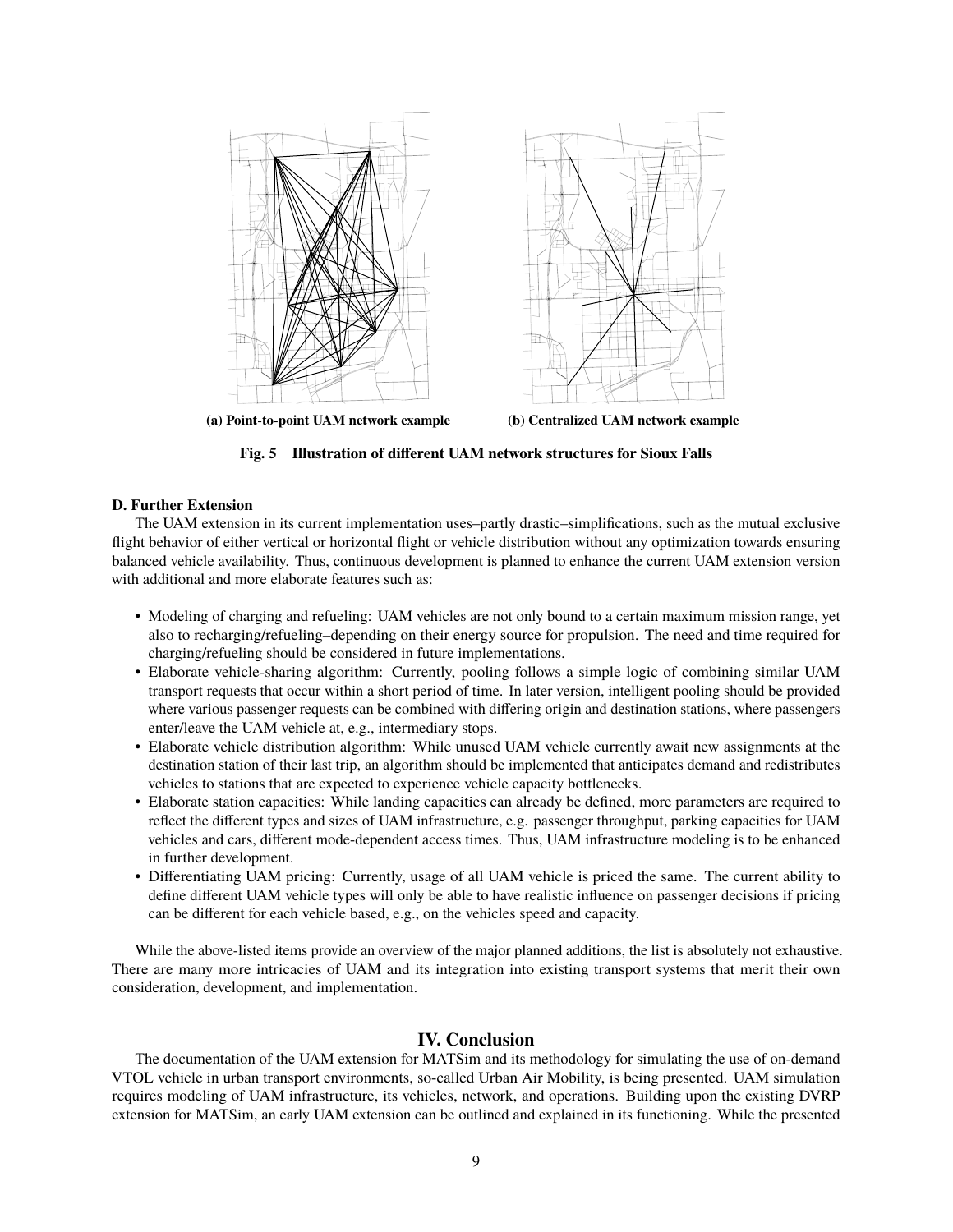(a) Point-to-point UAM network example

(b) Centralized UAM network example

**Fig. 5 Illustration of different UAM network structures for Sioux Falls**

### D. Further Extension

The UAM extension in its current implementation uses–partly drastic–simplifications, such as the mutual exclusive flight behavior of either vertical or horizontal flight or vehicle distribution without any optimization towards ensuring balanced vehicle availability. Thus, continuous development is planned to enhance the current UAM extension version with additional and more elaborate features such as:

- Modeling of charging and refueling: UAM vehicles are not only bound to a certain maximum mission range, yet also to recharging/refueling–depending on their energy source for propulsion. The need and time required for charging/refueling should be considered in future implementations.
- Elaborate vehicle-sharing algorithm: Currently, pooling follows a simple logic of combining similar UAM transport requests that occur within a short period of time. In later version, intelligent pooling should be provided where various passenger requests can be combined with differing origin and destination stations, where passengers enter/leave the UAM vehicle at, e.g., intermediary stops.
- Elaborate vehicle distribution algorithm: While unused UAM vehicle currently await new assignments at the destination station of their last trip, an algorithm should be implemented that anticipates demand and redistributes vehicles to stations that are expected to experience vehicle capacity bottlenecks.
- Elaborate station capacities: While landing capacities can already be defined, more parameters are required to reflect the different types and sizes of UAM infrastructure, e.g. passenger throughput, parking capacities for UAM vehicles and cars, different mode-dependent access times. Thus, UAM infrastructure modeling is to be enhanced in further development.
- Differentiating UAM pricing: Currently, usage of all UAM vehicle is priced the same. The current ability to define different UAM vehicle types will only be able to have realistic influence on passenger decisions if pricing can be different for each vehicle based, e.g., on the vehicles speed and capacity.

While the above-listed items provide an overview of the major planned additions, the list is absolutely not exhaustive. There are many more intricacies of UAM and its integration into existing transport systems that merit their own consideration, development, and implementation.

## IV. Conclusion

The documentation of the UAM extension for MATSim and its methodology for simulating the use of on-demand VTOL vehicle in urban transport environments, so-called Urban Air Mobility, is being presented. UAM simulation requires modeling of UAM infrastructure, its vehicles, network, and operations. Building upon the existing DVRP extension for MATSim, an early UAM extension can be outlined and explained in its functioning. While the presented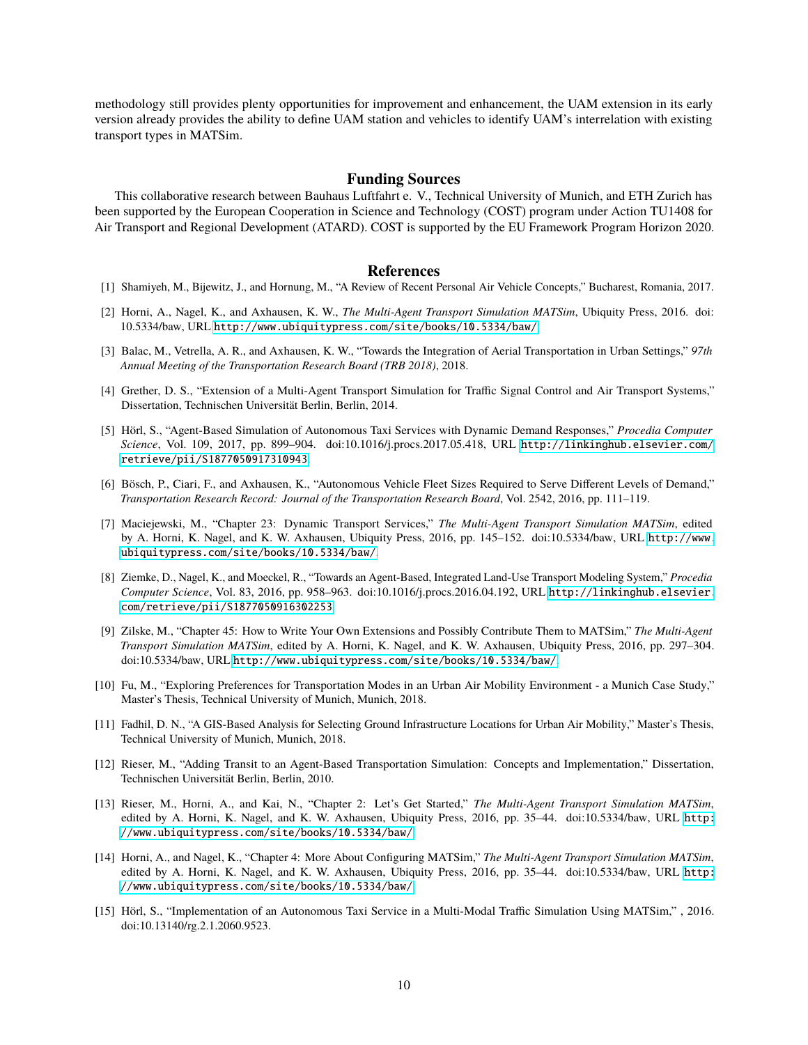methodology still provides plenty opportunities for improvement and enhancement, the UAM extension in its early version already provides the ability to define UAM station and vehicles to identify UAM's interrelation with existing transport types in MATSim.

## Funding Sources

This collaborative research between Bauhaus Luftfahrt e. V., Technical University of Munich, and ETH Zurich has been supported by the European Cooperation in Science and Technology (COST) program under Action TU1408 for Air Transport and Regional Development (ATARD). COST is supported by the EU Framework Program Horizon 2020.

## References

[1] Shamiyeh, M., Bijewitz, J., and Hornung, M., "A Review of Recent Personal Air Vehicle Concepts," Bucharest, Romania, 2017.

[2] Horni, A., Nagel, K., and Axhausen, K. W., *The Multi-Agent Transport Simulation MATSim*, Ubiquity Press, 2016. doi: 10.5334/baw, URL http://www.ubiquitypress.com/site/books/10.5334/baw/.

[3] Balac, M., Vetrella, A. R., and Axhausen, K. W., "Towards the Integration of Aerial Transportation in Urban Settings," *97th Annual Meeting of the Transportation Research Board (TRB 2018)*, 2018.

[4] Grether, D. S., "Extension of a Multi-Agent Transport Simulation for Traffic Signal Control and Air Transport Systems," Dissertation, Technischen Universität Berlin, Berlin, 2014.

[5] Hörl, S., "Agent-Based Simulation of Autonomous Taxi Services with Dynamic Demand Responses," *Procedia Computer Science*, Vol. 109, 2017, pp. 899–904. doi:10.1016/j.procs.2017.05.418, URL http://linkinghub.elsevier.com/retrieve/pii/S1877050917310943.

[6] Bösch, P., Ciari, F., and Axhausen, K., "Autonomous Vehicle Fleet Sizes Required to Serve Different Levels of Demand," *Transportation Research Record: Journal of the Transportation Research Board*, Vol. 2542, 2016, pp. 111–119.

[7] Maciejewski, M., "Chapter 23: Dynamic Transport Services," *The Multi-Agent Transport Simulation MATSim*, edited by A. Horni, K. Nagel, and K. W. Axhausen, Ubiquity Press, 2016, pp. 145–152. doi:10.5334/baw, URL http://www.ubiquitypress.com/site/books/10.5334/baw/.

[8] Ziemke, D., Nagel, K., and Moeckel, R., "Towards an Agent-Based, Integrated Land-Use Transport Modeling System," *Procedia Computer Science*, Vol. 83, 2016, pp. 958–963. doi:10.1016/j.procs.2016.04.192, URL http://linkinghub.elsevier.com/retrieve/pii/S1877050916302253.

[9] Zilske, M., "Chapter 45: How to Write Your Own Extensions and Possibly Contribute Them to MATSim," *The Multi-Agent Transport Simulation MATSim*, edited by A. Horni, K. Nagel, and K. W. Axhausen, Ubiquity Press, 2016, pp. 297–304. doi:10.5334/baw, URL http://www.ubiquitypress.com/site/books/10.5334/baw/.

[10] Fu, M., "Exploring Preferences for Transportation Modes in an Urban Air Mobility Environment - a Munich Case Study," Master's Thesis, Technical University of Munich, Munich, 2018.

[11] Fadhil, D. N., "A GIS-Based Analysis for Selecting Ground Infrastructure Locations for Urban Air Mobility," Master's Thesis, Technical University of Munich, Munich, 2018.

[12] Rieser, M., "Adding Transit to an Agent-Based Transportation Simulation: Concepts and Implementation," Dissertation, Technischen Universität Berlin, Berlin, 2010.

[13] Rieser, M., Horni, A., and Kai, N., "Chapter 2: Let's Get Started," *The Multi-Agent Transport Simulation MATSim*, edited by A. Horni, K. Nagel, and K. W. Axhausen, Ubiquity Press, 2016, pp. 35–44. doi:10.5334/baw, URL http://www.ubiquitypress.com/site/books/10.5334/baw/.

[14] Horni, A., and Nagel, K., "Chapter 4: More About Configuring MATSim," *The Multi-Agent Transport Simulation MATSim*, edited by A. Horni, K. Nagel, and K. W. Axhausen, Ubiquity Press, 2016, pp. 35–44. doi:10.5334/baw, URL http://www.ubiquitypress.com/site/books/10.5334/baw/.

[15] Hörl, S., "Implementation of an Autonomous Taxi Service in a Multi-Modal Traffic Simulation Using MATSim," , 2016. doi:10.13140/rg.2.1.2060.9523.